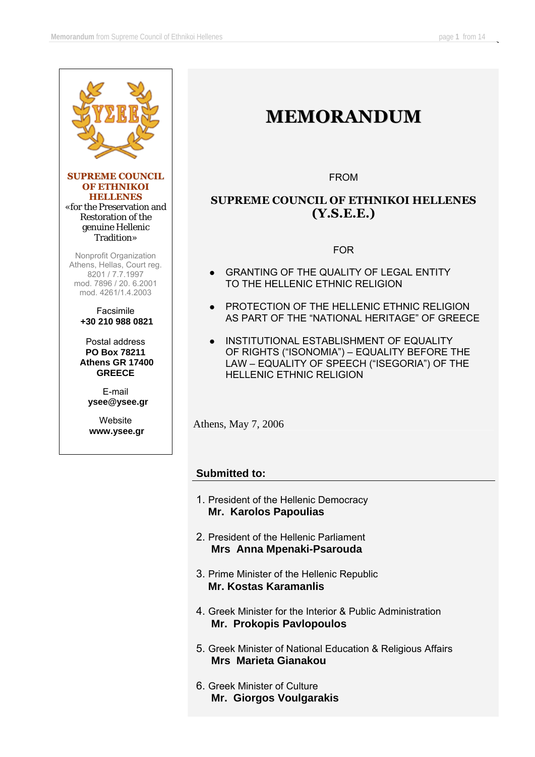**SUPREME COUNCIL OF ETHNIKOI HELLENES**

«for the Preservation and Restoration of the genuine Hellenic Tradition»

Nonprofit Organization
Athens, Hellas, Court reg.
8201 / 7.7.1997
mod. 7896 / 20. 6.2001
mod. 4261/1.4.2003

Facsimile
**+30 210 988 0821**

Postal address
**PO Box 78211**
**Athens GR 17400**
**GREECE**

E-mail
**ysee@ysee.gr**

Website
**www.ysee.gr**

# MEMORANDUM

FROM

## SUPREME COUNCIL OF ETHNIKOI HELLENES (Y.S.E.E.)

FOR

- GRANTING OF THE QUALITY OF LEGAL ENTITY TO THE HELLENIC ETHNIC RELIGION
- PROTECTION OF THE HELLENIC ETHNIC RELIGION AS PART OF THE "NATIONAL HERITAGE" OF GREECE
- INSTITUTIONAL ESTABLISHMENT OF EQUALITY OF RIGHTS ("ISONOMIA") – EQUALITY BEFORE THE LAW – EQUALITY OF SPEECH ("ISEGORIA") OF THE HELLENIC ETHNIC RELIGION

Athens, May 7, 2006

**Submitted to:**

1. President of the Hellenic Democracy
   **Mr. Karolos Papoulias**
2. President of the Hellenic Parliament
   **Mrs Anna Mpenaki-Psarouda**
3. Prime Minister of the Hellenic Republic
   **Mr. Kostas Karamanlis**
4. Greek Minister for the Interior & Public Administration
   **Mr. Prokopis Pavlopoulos**
5. Greek Minister of National Education & Religious Affairs
   **Mrs Marieta Gianakou**
6. Greek Minister of Culture
   **Mr. Giorgos Voulgarakis**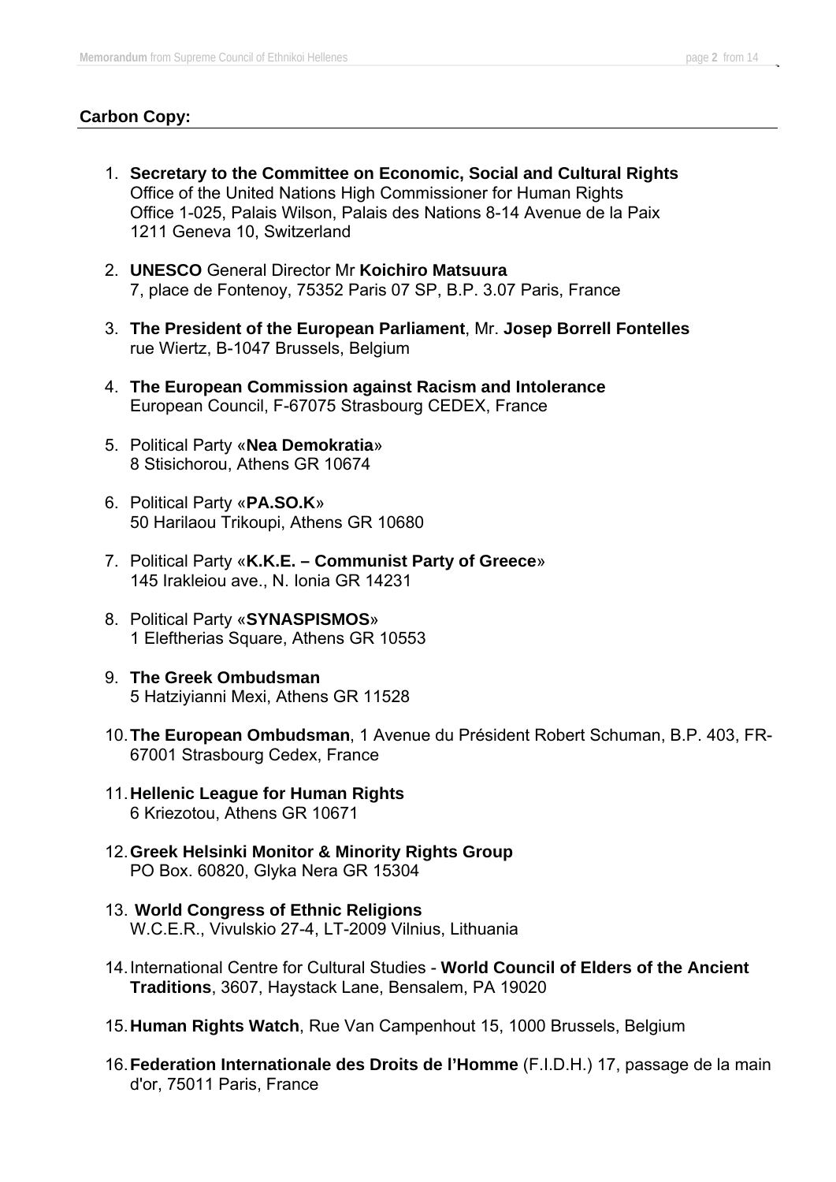**Carbon Copy:**

1. **Secretary to the Committee on Economic, Social and Cultural Rights**
   Office of the United Nations High Commissioner for Human Rights
   Office 1-025, Palais Wilson, Palais des Nations 8-14 Avenue de la Paix
   1211 Geneva 10, Switzerland

2. **UNESCO** General Director Mr **Koichiro Matsuura**
   7, place de Fontenoy, 75352 Paris 07 SP, B.P. 3.07 Paris, France

3. **The President of the European Parliament**, Mr. **Josep Borrell Fontelles**
   rue Wiertz, B-1047 Brussels, Belgium

4. **The European Commission against Racism and Intolerance**
   European Council, F-67075 Strasbourg CEDEX, France

5. Political Party «**Nea Demokratia**»
   8 Stisichorou, Athens GR 10674

6. Political Party «**PA.SO.K**»
   50 Harilaou Trikoupi, Athens GR 10680

7. Political Party «**K.K.E. – Communist Party of Greece**»
   145 Irakleiou ave., N. Ionia GR 14231

8. Political Party «**SYNASPISMOS**»
   1 Eleftherias Square, Athens GR 10553

9. **The Greek Ombudsman**
   5 Hatziyianni Mexi, Athens GR 11528

10. **The European Ombudsman**, 1 Avenue du Président Robert Schuman, B.P. 403, FR-67001 Strasbourg Cedex, France

11. **Hellenic League for Human Rights**
    6 Kriezotou, Athens GR 10671

12. **Greek Helsinki Monitor & Minority Rights Group**
    PO Box. 60820, Glyka Nera GR 15304

13. **World Congress of Ethnic Religions**
    W.C.E.R., Vivulskio 27-4, LT-2009 Vilnius, Lithuania

14. International Centre for Cultural Studies - **World Council of Elders of the Ancient Traditions**, 3607, Haystack Lane, Bensalem, PA 19020

15. **Human Rights Watch**, Rue Van Campenhout 15, 1000 Brussels, Belgium

16. **Federation Internationale des Droits de l'Homme** (F.I.D.H.) 17, passage de la main d'or, 75011 Paris, France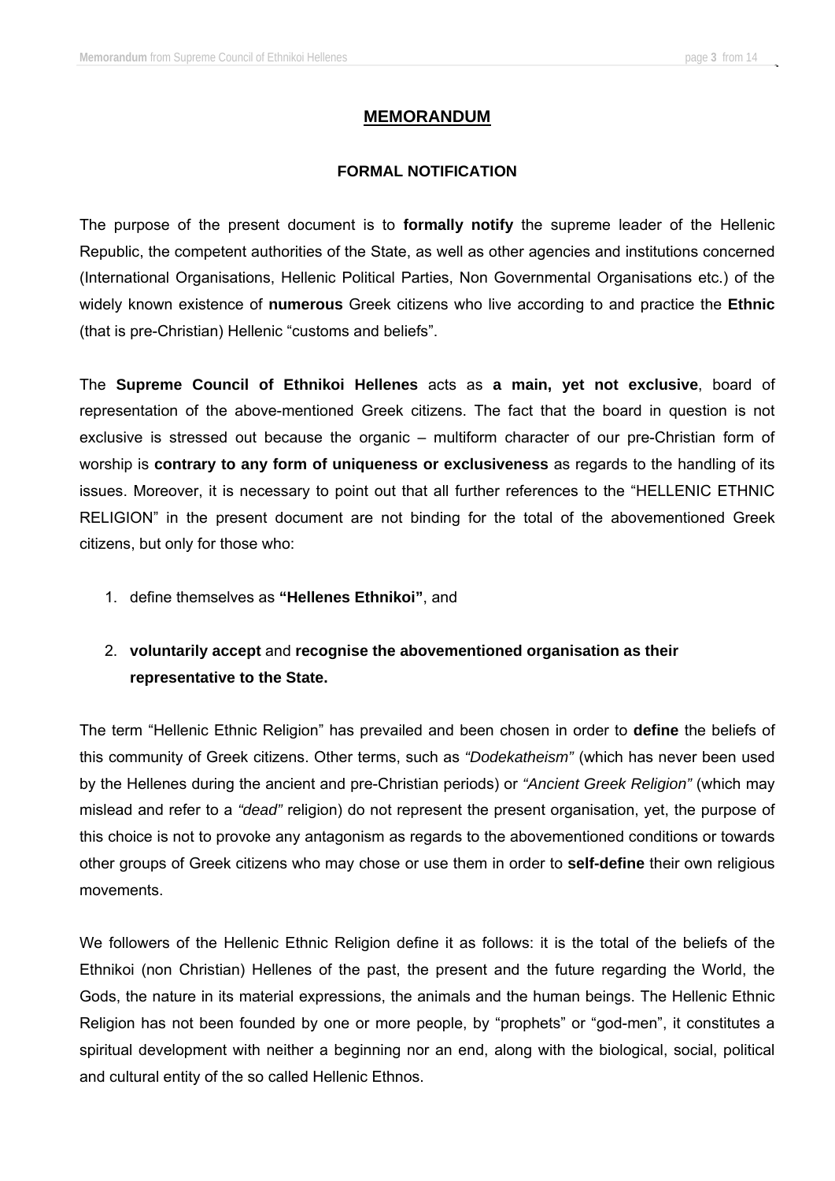# MEMORANDUM

## FORMAL NOTIFICATION

The purpose of the present document is to **formally notify** the supreme leader of the Hellenic Republic, the competent authorities of the State, as well as other agencies and institutions concerned (International Organisations, Hellenic Political Parties, Non Governmental Organisations etc.) of the widely known existence of **numerous** Greek citizens who live according to and practice the **Ethnic** (that is pre-Christian) Hellenic "customs and beliefs".

The **Supreme Council of Ethnikoi Hellenes** acts as **a main, yet not exclusive**, board of representation of the above-mentioned Greek citizens. The fact that the board in question is not exclusive is stressed out because the organic – multiform character of our pre-Christian form of worship is **contrary to any form of uniqueness or exclusiveness** as regards to the handling of its issues. Moreover, it is necessary to point out that all further references to the "HELLENIC ETHNIC RELIGION" in the present document are not binding for the total of the abovementioned Greek citizens, but only for those who:

1. define themselves as **"Hellenes Ethnikoi"**, and
2. **voluntarily accept** and **recognise the abovementioned organisation as their representative to the State.**

The term "Hellenic Ethnic Religion" has prevailed and been chosen in order to **define** the beliefs of this community of Greek citizens. Other terms, such as *"Dodekatheism"* (which has never been used by the Hellenes during the ancient and pre-Christian periods) or *"Ancient Greek Religion"* (which may mislead and refer to a *"dead"* religion) do not represent the present organisation, yet, the purpose of this choice is not to provoke any antagonism as regards to the abovementioned conditions or towards other groups of Greek citizens who may chose or use them in order to **self-define** their own religious movements.

We followers of the Hellenic Ethnic Religion define it as follows: it is the total of the beliefs of the Ethnikoi (non Christian) Hellenes of the past, the present and the future regarding the World, the Gods, the nature in its material expressions, the animals and the human beings. The Hellenic Ethnic Religion has not been founded by one or more people, by "prophets" or "god-men", it constitutes a spiritual development with neither a beginning nor an end, along with the biological, social, political and cultural entity of the so called Hellenic Ethnos.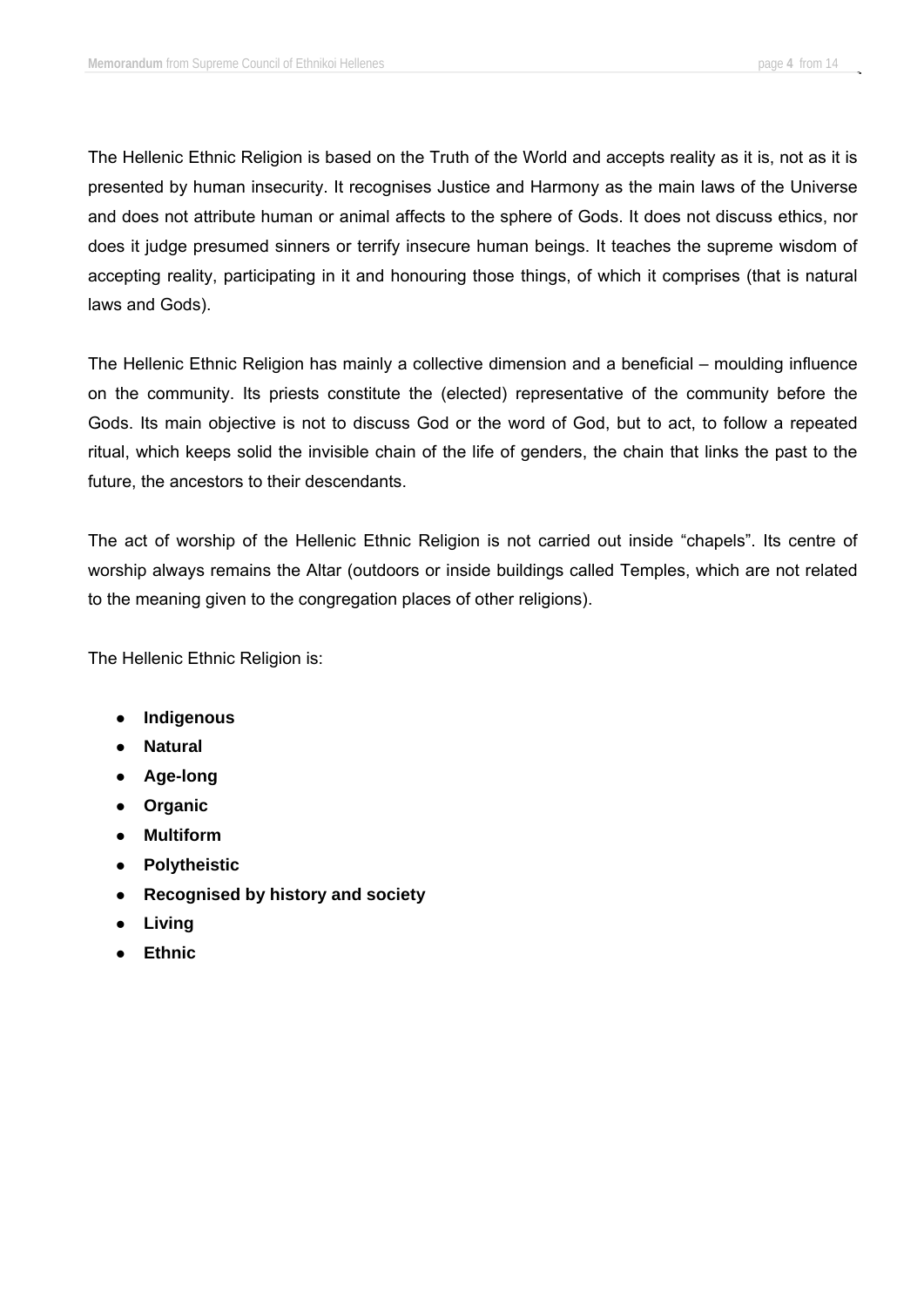The Hellenic Ethnic Religion is based on the Truth of the World and accepts reality as it is, not as it is presented by human insecurity. It recognises Justice and Harmony as the main laws of the Universe and does not attribute human or animal affects to the sphere of Gods. It does not discuss ethics, nor does it judge presumed sinners or terrify insecure human beings. It teaches the supreme wisdom of accepting reality, participating in it and honouring those things, of which it comprises (that is natural laws and Gods).

The Hellenic Ethnic Religion has mainly a collective dimension and a beneficial – moulding influence on the community. Its priests constitute the (elected) representative of the community before the Gods. Its main objective is not to discuss God or the word of God, but to act, to follow a repeated ritual, which keeps solid the invisible chain of the life of genders, the chain that links the past to the future, the ancestors to their descendants.

The act of worship of the Hellenic Ethnic Religion is not carried out inside “chapels”. Its centre of worship always remains the Altar (outdoors or inside buildings called Temples, which are not related to the meaning given to the congregation places of other religions).

The Hellenic Ethnic Religion is:

- **Indigenous**
- **Natural**
- **Age-long**
- **Organic**
- **Multiform**
- **Polytheistic**
- **Recognised by history and society**
- **Living**
- **Ethnic**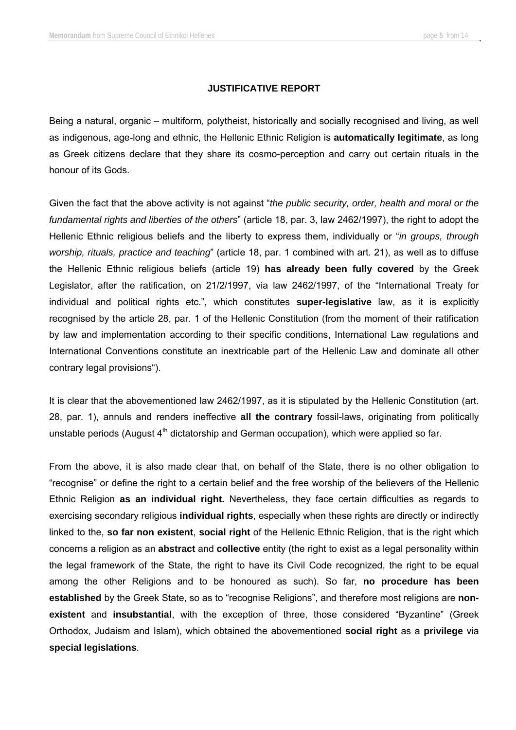## JUSTIFICATIVE REPORT

Being a natural, organic – multiform, polytheist, historically and socially recognised and living, as well as indigenous, age-long and ethnic, the Hellenic Ethnic Religion is **automatically legitimate**, as long as Greek citizens declare that they share its cosmo-perception and carry out certain rituals in the honour of its Gods.

Given the fact that the above activity is not against "*the public security, order, health and moral or the fundamental rights and liberties of the others*" (article 18, par. 3, law 2462/1997), the right to adopt the Hellenic Ethnic religious beliefs and the liberty to express them, individually or "*in groups, through worship, rituals, practice and teaching*" (article 18, par. 1 combined with art. 21), as well as to diffuse the Hellenic Ethnic religious beliefs (article 19) **has already been fully covered** by the Greek Legislator, after the ratification, on 21/2/1997, via law 2462/1997, of the "International Treaty for individual and political rights etc.", which constitutes **super-legislative** law, as it is explicitly recognised by the article 28, par. 1 of the Hellenic Constitution (from the moment of their ratification by law and implementation according to their specific conditions, International Law regulations and International Conventions constitute an inextricable part of the Hellenic Law and dominate all other contrary legal provisions").

It is clear that the abovementioned law 2462/1997, as it is stipulated by the Hellenic Constitution (art. 28, par. 1), annuls and renders ineffective **all the contrary** fossil-laws, originating from politically unstable periods (August 4th dictatorship and German occupation), which were applied so far.

From the above, it is also made clear that, on behalf of the State, there is no other obligation to "recognise" or define the right to a certain belief and the free worship of the believers of the Hellenic Ethnic Religion **as an individual right.** Nevertheless, they face certain difficulties as regards to exercising secondary religious **individual rights**, especially when these rights are directly or indirectly linked to the, **so far non existent**, **social right** of the Hellenic Ethnic Religion, that is the right which concerns a religion as an **abstract** and **collective** entity (the right to exist as a legal personality within the legal framework of the State, the right to have its Civil Code recognized, the right to be equal among the other Religions and to be honoured as such). So far, **no procedure has been established** by the Greek State, so as to "recognise Religions", and therefore most religions are **non-existent** and **insubstantial**, with the exception of three, those considered "Byzantine" (Greek Orthodox, Judaism and Islam), which obtained the abovementioned **social right** as a **privilege** via **special legislations**.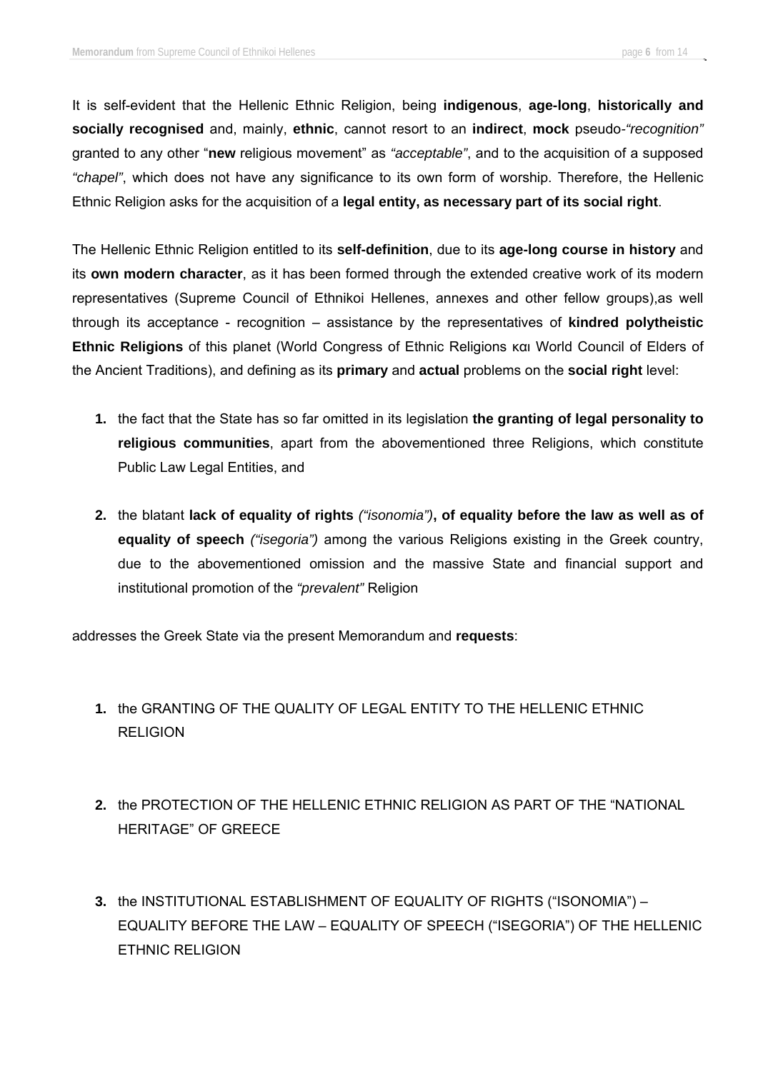It is self-evident that the Hellenic Ethnic Religion, being **indigenous**, **age-long**, **historically and socially recognised** and, mainly, **ethnic**, cannot resort to an **indirect**, **mock** pseudo-*"recognition"* granted to any other "**new** religious movement" as *"acceptable"*, and to the acquisition of a supposed *"chapel"*, which does not have any significance to its own form of worship. Therefore, the Hellenic Ethnic Religion asks for the acquisition of a **legal entity, as necessary part of its social right**.

The Hellenic Ethnic Religion entitled to its **self-definition**, due to its **age-long course in history** and its **own modern character**, as it has been formed through the extended creative work of its modern representatives (Supreme Council of Ethnikoi Hellenes, annexes and other fellow groups),as well through its acceptance - recognition – assistance by the representatives of **kindred polytheistic Ethnic Religions** of this planet (World Congress of Ethnic Religions και World Council of Elders of the Ancient Traditions), and defining as its **primary** and **actual** problems on the **social right** level:

1. the fact that the State has so far omitted in its legislation **the granting of legal personality to religious communities**, apart from the abovementioned three Religions, which constitute Public Law Legal Entities, and

2. the blatant **lack of equality of rights** *("isonomia")***, of equality before the law as well as of equality of speech** *("isegoria")* among the various Religions existing in the Greek country, due to the abovementioned omission and the massive State and financial support and institutional promotion of the *"prevalent"* Religion

addresses the Greek State via the present Memorandum and **requests**:

1. the GRANTING OF THE QUALITY OF LEGAL ENTITY TO THE HELLENIC ETHNIC RELIGION

2. the PROTECTION OF THE HELLENIC ETHNIC RELIGION AS PART OF THE "NATIONAL HERITAGE" OF GREECE

3. the INSTITUTIONAL ESTABLISHMENT OF EQUALITY OF RIGHTS ("ISONOMIA") – EQUALITY BEFORE THE LAW – EQUALITY OF SPEECH ("ISEGORIA") OF THE HELLENIC ETHNIC RELIGION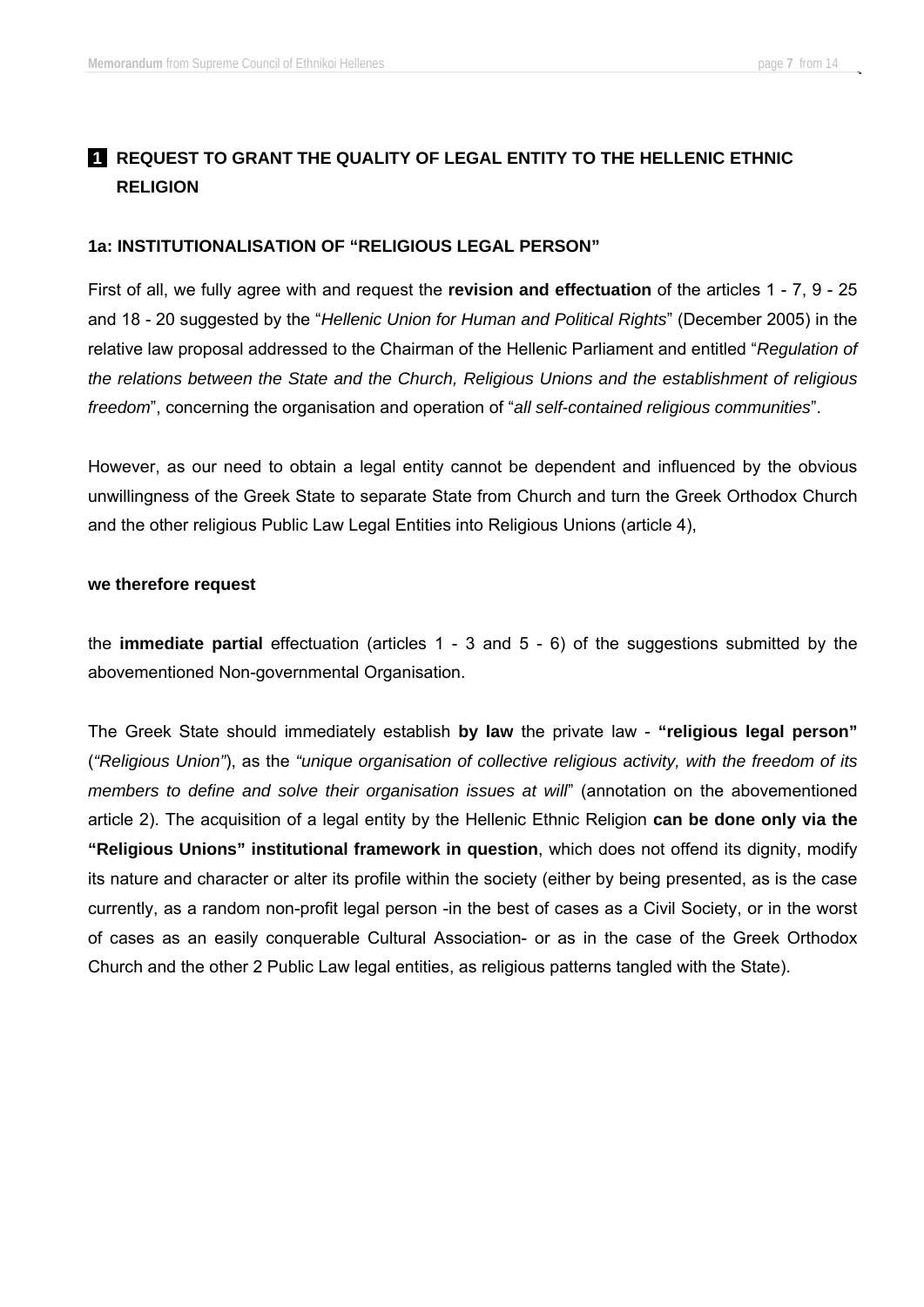## 1 REQUEST TO GRANT THE QUALITY OF LEGAL ENTITY TO THE HELLENIC ETHNIC RELIGION

### 1a: INSTITUTIONALISATION OF "RELIGIOUS LEGAL PERSON"

First of all, we fully agree with and request the **revision and effectuation** of the articles 1 - 7, 9 - 25 and 18 - 20 suggested by the "*Hellenic Union for Human and Political Rights*" (December 2005) in the relative law proposal addressed to the Chairman of the Hellenic Parliament and entitled "*Regulation of the relations between the State and the Church, Religious Unions and the establishment of religious freedom*", concerning the organisation and operation of "*all self-contained religious communities*".

However, as our need to obtain a legal entity cannot be dependent and influenced by the obvious unwillingness of the Greek State to separate State from Church and turn the Greek Orthodox Church and the other religious Public Law Legal Entities into Religious Unions (article 4),

**we therefore request**

the **immediate partial** effectuation (articles 1 - 3 and 5 - 6) of the suggestions submitted by the abovementioned Non-governmental Organisation.

The Greek State should immediately establish **by law** the private law - **"religious legal person"** (*"Religious Union"*), as the *"unique organisation of collective religious activity, with the freedom of its members to define and solve their organisation issues at will*" (annotation on the abovementioned article 2). The acquisition of a legal entity by the Hellenic Ethnic Religion **can be done only via the "Religious Unions" institutional framework in question**, which does not offend its dignity, modify its nature and character or alter its profile within the society (either by being presented, as is the case currently, as a random non-profit legal person -in the best of cases as a Civil Society, or in the worst of cases as an easily conquerable Cultural Association- or as in the case of the Greek Orthodox Church and the other 2 Public Law legal entities, as religious patterns tangled with the State).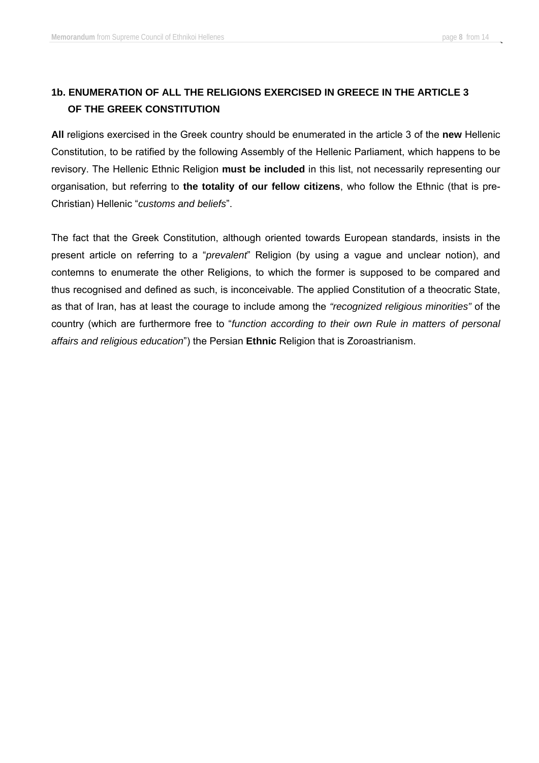## 1b. ENUMERATION OF ALL THE RELIGIONS EXERCISED IN GREECE IN THE ARTICLE 3 OF THE GREEK CONSTITUTION

**All** religions exercised in the Greek country should be enumerated in the article 3 of the **new** Hellenic Constitution, to be ratified by the following Assembly of the Hellenic Parliament, which happens to be revisory. The Hellenic Ethnic Religion **must be included** in this list, not necessarily representing our organisation, but referring to **the totality of our fellow citizens**, who follow the Ethnic (that is pre-Christian) Hellenic "*customs and beliefs*".

The fact that the Greek Constitution, although oriented towards European standards, insists in the present article on referring to a "*prevalent*" Religion (by using a vague and unclear notion), and contemns to enumerate the other Religions, to which the former is supposed to be compared and thus recognised and defined as such, is inconceivable. The applied Constitution of a theocratic State, as that of Iran, has at least the courage to include among the *"recognized religious minorities"* of the country (which are furthermore free to "*function according to their own Rule in matters of personal affairs and religious education*") the Persian **Ethnic** Religion that is Zoroastrianism.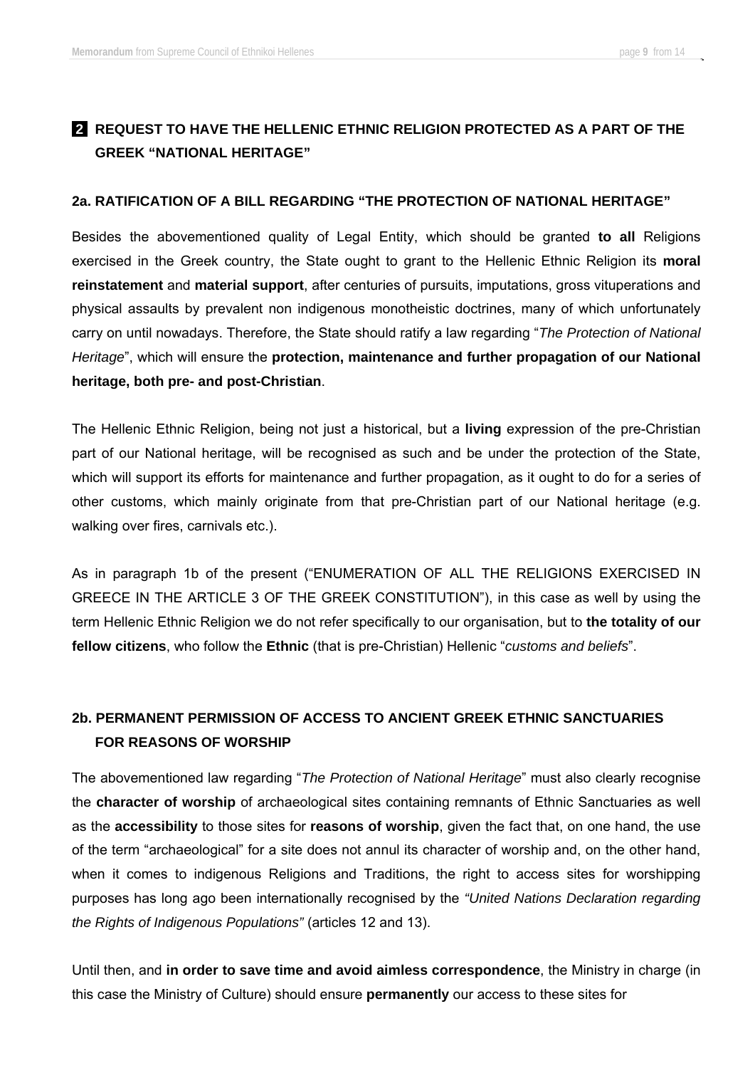## 2 REQUEST TO HAVE THE HELLENIC ETHNIC RELIGION PROTECTED AS A PART OF THE GREEK "NATIONAL HERITAGE"

### 2a. RATIFICATION OF A BILL REGARDING "THE PROTECTION OF NATIONAL HERITAGE"

Besides the abovementioned quality of Legal Entity, which should be granted **to all** Religions exercised in the Greek country, the State ought to grant to the Hellenic Ethnic Religion its **moral reinstatement** and **material support**, after centuries of pursuits, imputations, gross vituperations and physical assaults by prevalent non indigenous monotheistic doctrines, many of which unfortunately carry on until nowadays. Therefore, the State should ratify a law regarding "*The Protection of National Heritage*", which will ensure the **protection, maintenance and further propagation of our National heritage, both pre- and post-Christian**.

The Hellenic Ethnic Religion, being not just a historical, but a **living** expression of the pre-Christian part of our National heritage, will be recognised as such and be under the protection of the State, which will support its efforts for maintenance and further propagation, as it ought to do for a series of other customs, which mainly originate from that pre-Christian part of our National heritage (e.g. walking over fires, carnivals etc.).

As in paragraph 1b of the present ("ENUMERATION OF ALL THE RELIGIONS EXERCISED IN GREECE IN THE ARTICLE 3 OF THE GREEK CONSTITUTION"), in this case as well by using the term Hellenic Ethnic Religion we do not refer specifically to our organisation, but to **the totality of our fellow citizens**, who follow the **Ethnic** (that is pre-Christian) Hellenic "*customs and beliefs*".

### 2b. PERMANENT PERMISSION OF ACCESS TO ANCIENT GREEK ETHNIC SANCTUARIES FOR REASONS OF WORSHIP

The abovementioned law regarding "*The Protection of National Heritage*" must also clearly recognise the **character of worship** of archaeological sites containing remnants of Ethnic Sanctuaries as well as the **accessibility** to those sites for **reasons of worship**, given the fact that, on one hand, the use of the term "archaeological" for a site does not annul its character of worship and, on the other hand, when it comes to indigenous Religions and Traditions, the right to access sites for worshipping purposes has long ago been internationally recognised by the *"United Nations Declaration regarding the Rights of Indigenous Populations"* (articles 12 and 13).

Until then, and **in order to save time and avoid aimless correspondence**, the Ministry in charge (in this case the Ministry of Culture) should ensure **permanently** our access to these sites for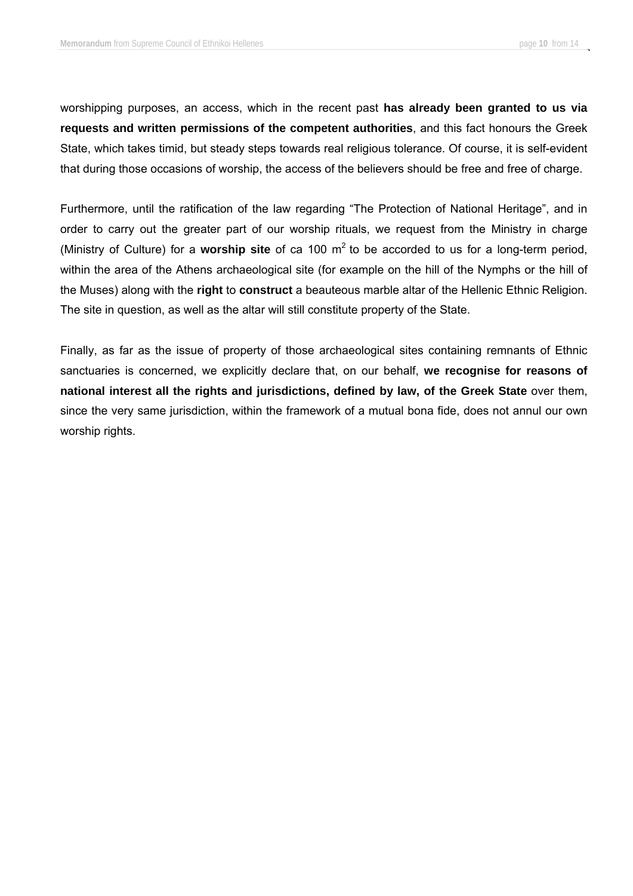worshipping purposes, an access, which in the recent past **has already been granted to us via requests and written permissions of the competent authorities**, and this fact honours the Greek State, which takes timid, but steady steps towards real religious tolerance. Of course, it is self-evident that during those occasions of worship, the access of the believers should be free and free of charge.

Furthermore, until the ratification of the law regarding "The Protection of National Heritage", and in order to carry out the greater part of our worship rituals, we request from the Ministry in charge (Ministry of Culture) for a **worship site** of ca 100 $m^2$ to be accorded to us for a long-term period, within the area of the Athens archaeological site (for example on the hill of the Nymphs or the hill of the Muses) along with the **right** to **construct** a beauteous marble altar of the Hellenic Ethnic Religion. The site in question, as well as the altar will still constitute property of the State.

Finally, as far as the issue of property of those archaeological sites containing remnants of Ethnic sanctuaries is concerned, we explicitly declare that, on our behalf, **we recognise for reasons of national interest all the rights and jurisdictions, defined by law, of the Greek State** over them, since the very same jurisdiction, within the framework of a mutual bona fide, does not annul our own worship rights.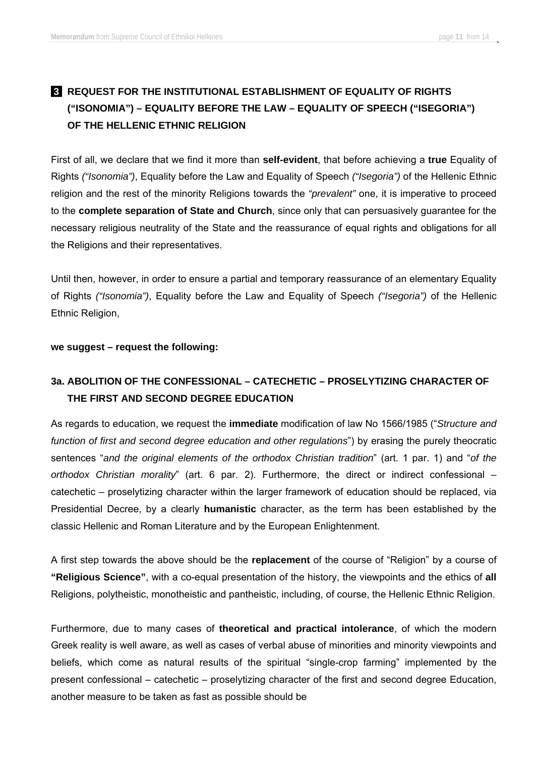## 3 REQUEST FOR THE INSTITUTIONAL ESTABLISHMENT OF EQUALITY OF RIGHTS ("ISONOMIA") – EQUALITY BEFORE THE LAW – EQUALITY OF SPEECH ("ISEGORIA") OF THE HELLENIC ETHNIC RELIGION

First of all, we declare that we find it more than **self-evident**, that before achieving a **true** Equality of Rights *("Isonomia")*, Equality before the Law and Equality of Speech *("Isegoria")* of the Hellenic Ethnic religion and the rest of the minority Religions towards the *"prevalent"* one, it is imperative to proceed to the **complete separation of State and Church**, since only that can persuasively guarantee for the necessary religious neutrality of the State and the reassurance of equal rights and obligations for all the Religions and their representatives.

Until then, however, in order to ensure a partial and temporary reassurance of an elementary Equality of Rights *("Isonomia")*, Equality before the Law and Equality of Speech *("Isegoria")* of the Hellenic Ethnic Religion,

**we suggest – request the following:**

### 3a. ABOLITION OF THE CONFESSIONAL – CATECHETIC – PROSELYTIZING CHARACTER OF THE FIRST AND SECOND DEGREE EDUCATION

As regards to education, we request the **immediate** modification of law No 1566/1985 ("*Structure and function of first and second degree education and other regulations*") by erasing the purely theocratic sentences "*and the original elements of the orthodox Christian tradition*" (art. 1 par. 1) and "*of the orthodox Christian morality*" (art. 6 par. 2). Furthermore, the direct or indirect confessional – catechetic – proselytizing character within the larger framework of education should be replaced, via Presidential Decree, by a clearly **humanistic** character, as the term has been established by the classic Hellenic and Roman Literature and by the European Enlightenment.

A first step towards the above should be the **replacement** of the course of "Religion" by a course of **"Religious Science"**, with a co-equal presentation of the history, the viewpoints and the ethics of **all** Religions, polytheistic, monotheistic and pantheistic, including, of course, the Hellenic Ethnic Religion.

Furthermore, due to many cases of **theoretical and practical intolerance**, of which the modern Greek reality is well aware, as well as cases of verbal abuse of minorities and minority viewpoints and beliefs, which come as natural results of the spiritual "single-crop farming" implemented by the present confessional – catechetic – proselytizing character of the first and second degree Education, another measure to be taken as fast as possible should be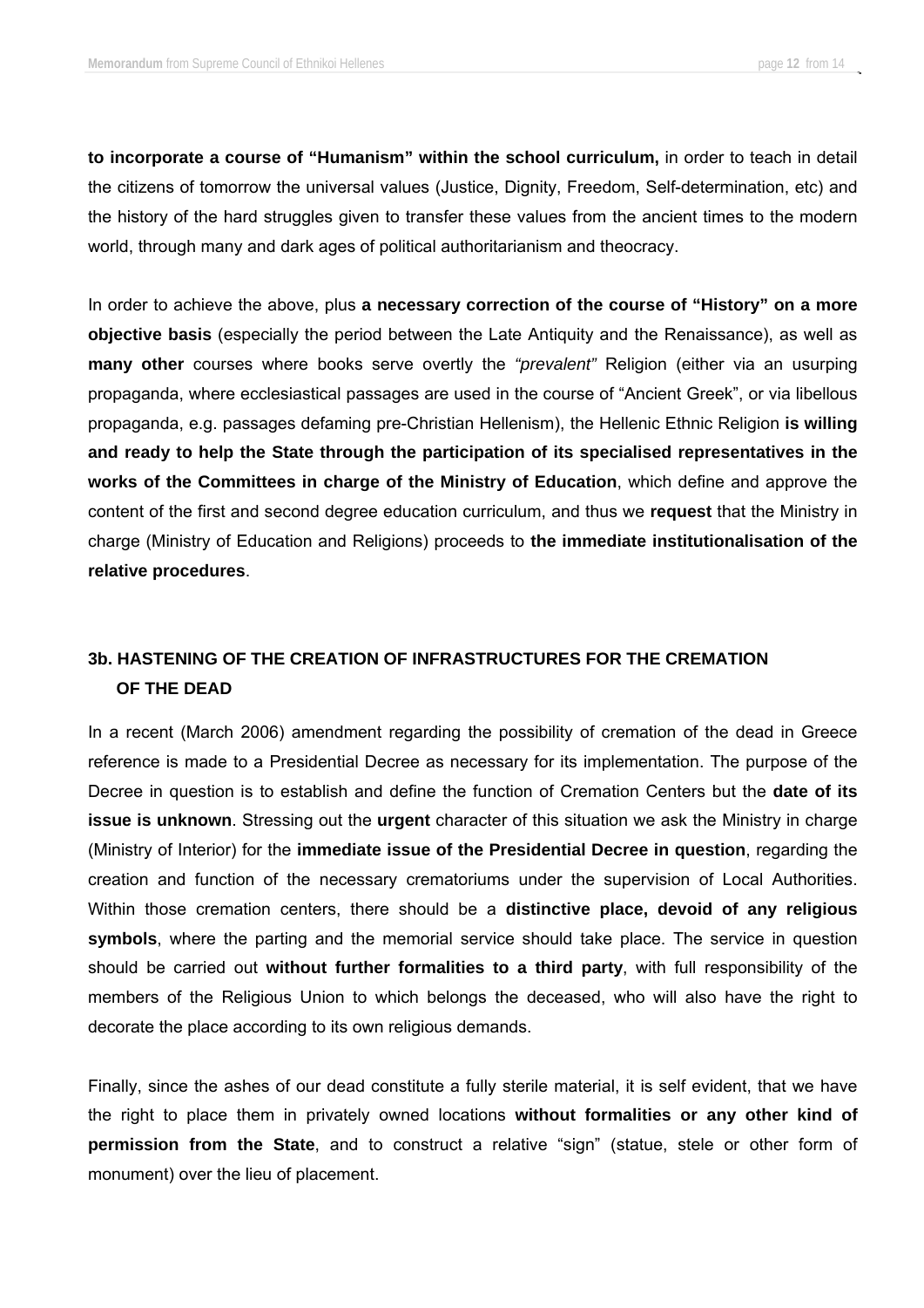**to incorporate a course of "Humanism" within the school curriculum,** in order to teach in detail the citizens of tomorrow the universal values (Justice, Dignity, Freedom, Self-determination, etc) and the history of the hard struggles given to transfer these values from the ancient times to the modern world, through many and dark ages of political authoritarianism and theocracy.

In order to achieve the above, plus **a necessary correction of the course of "History" on a more objective basis** (especially the period between the Late Antiquity and the Renaissance), as well as **many other** courses where books serve overtly the *"prevalent"* Religion (either via an usurping propaganda, where ecclesiastical passages are used in the course of "Ancient Greek", or via libellous propaganda, e.g. passages defaming pre-Christian Hellenism), the Hellenic Ethnic Religion **is willing and ready to help the State through the participation of its specialised representatives in the works of the Committees in charge of the Ministry of Education**, which define and approve the content of the first and second degree education curriculum, and thus we **request** that the Ministry in charge (Ministry of Education and Religions) proceeds to **the immediate institutionalisation of the relative procedures**.

### 3b. HASTENING OF THE CREATION OF INFRASTRUCTURES FOR THE CREMATION OF THE DEAD

In a recent (March 2006) amendment regarding the possibility of cremation of the dead in Greece reference is made to a Presidential Decree as necessary for its implementation. The purpose of the Decree in question is to establish and define the function of Cremation Centers but the **date of its issue is unknown**. Stressing out the **urgent** character of this situation we ask the Ministry in charge (Ministry of Interior) for the **immediate issue of the Presidential Decree in question**, regarding the creation and function of the necessary crematoriums under the supervision of Local Authorities. Within those cremation centers, there should be a **distinctive place, devoid of any religious symbols**, where the parting and the memorial service should take place. The service in question should be carried out **without further formalities to a third party**, with full responsibility of the members of the Religious Union to which belongs the deceased, who will also have the right to decorate the place according to its own religious demands.

Finally, since the ashes of our dead constitute a fully sterile material, it is self evident, that we have the right to place them in privately owned locations **without formalities or any other kind of permission from the State**, and to construct a relative "sign" (statue, stele or other form of monument) over the lieu of placement.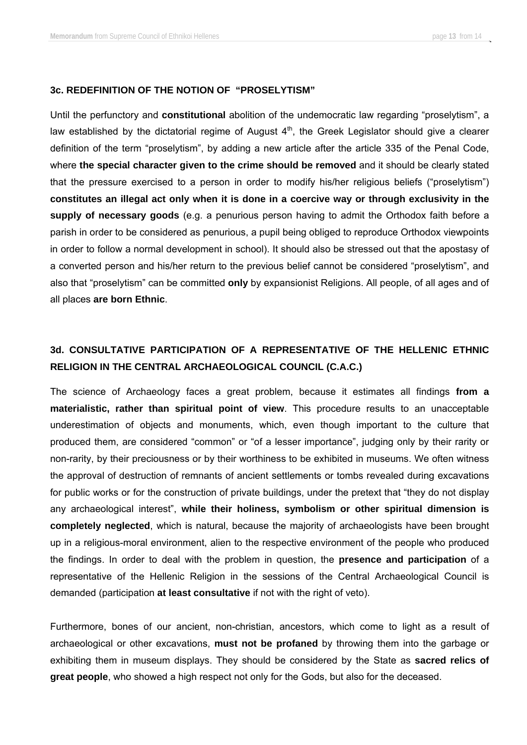### 3c. REDEFINITION OF THE NOTION OF "PROSELYTISM"

Until the perfunctory and **constitutional** abolition of the undemocratic law regarding "proselytism", a law established by the dictatorial regime of August 4th, the Greek Legislator should give a clearer definition of the term "proselytism", by adding a new article after the article 335 of the Penal Code, where **the special character given to the crime should be removed** and it should be clearly stated that the pressure exercised to a person in order to modify his/her religious beliefs ("proselytism") **constitutes an illegal act only when it is done in a coercive way or through exclusivity in the supply of necessary goods** (e.g. a penurious person having to admit the Orthodox faith before a parish in order to be considered as penurious, a pupil being obliged to reproduce Orthodox viewpoints in order to follow a normal development in school). It should also be stressed out that the apostasy of a converted person and his/her return to the previous belief cannot be considered "proselytism", and also that "proselytism" can be committed **only** by expansionist Religions. All people, of all ages and of all places **are born Ethnic**.

### 3d. CONSULTATIVE PARTICIPATION OF A REPRESENTATIVE OF THE HELLENIC ETHNIC RELIGION IN THE CENTRAL ARCHAEOLOGICAL COUNCIL (C.A.C.)

The science of Archaeology faces a great problem, because it estimates all findings **from a materialistic, rather than spiritual point of view**. This procedure results to an unacceptable underestimation of objects and monuments, which, even though important to the culture that produced them, are considered "common" or "of a lesser importance", judging only by their rarity or non-rarity, by their preciousness or by their worthiness to be exhibited in museums. We often witness the approval of destruction of remnants of ancient settlements or tombs revealed during excavations for public works or for the construction of private buildings, under the pretext that "they do not display any archaeological interest", **while their holiness, symbolism or other spiritual dimension is completely neglected**, which is natural, because the majority of archaeologists have been brought up in a religious-moral environment, alien to the respective environment of the people who produced the findings. In order to deal with the problem in question, the **presence and participation** of a representative of the Hellenic Religion in the sessions of the Central Archaeological Council is demanded (participation **at least consultative** if not with the right of veto).

Furthermore, bones of our ancient, non-christian, ancestors, which come to light as a result of archaeological or other excavations, **must not be profaned** by throwing them into the garbage or exhibiting them in museum displays. They should be considered by the State as **sacred relics of great people**, who showed a high respect not only for the Gods, but also for the deceased.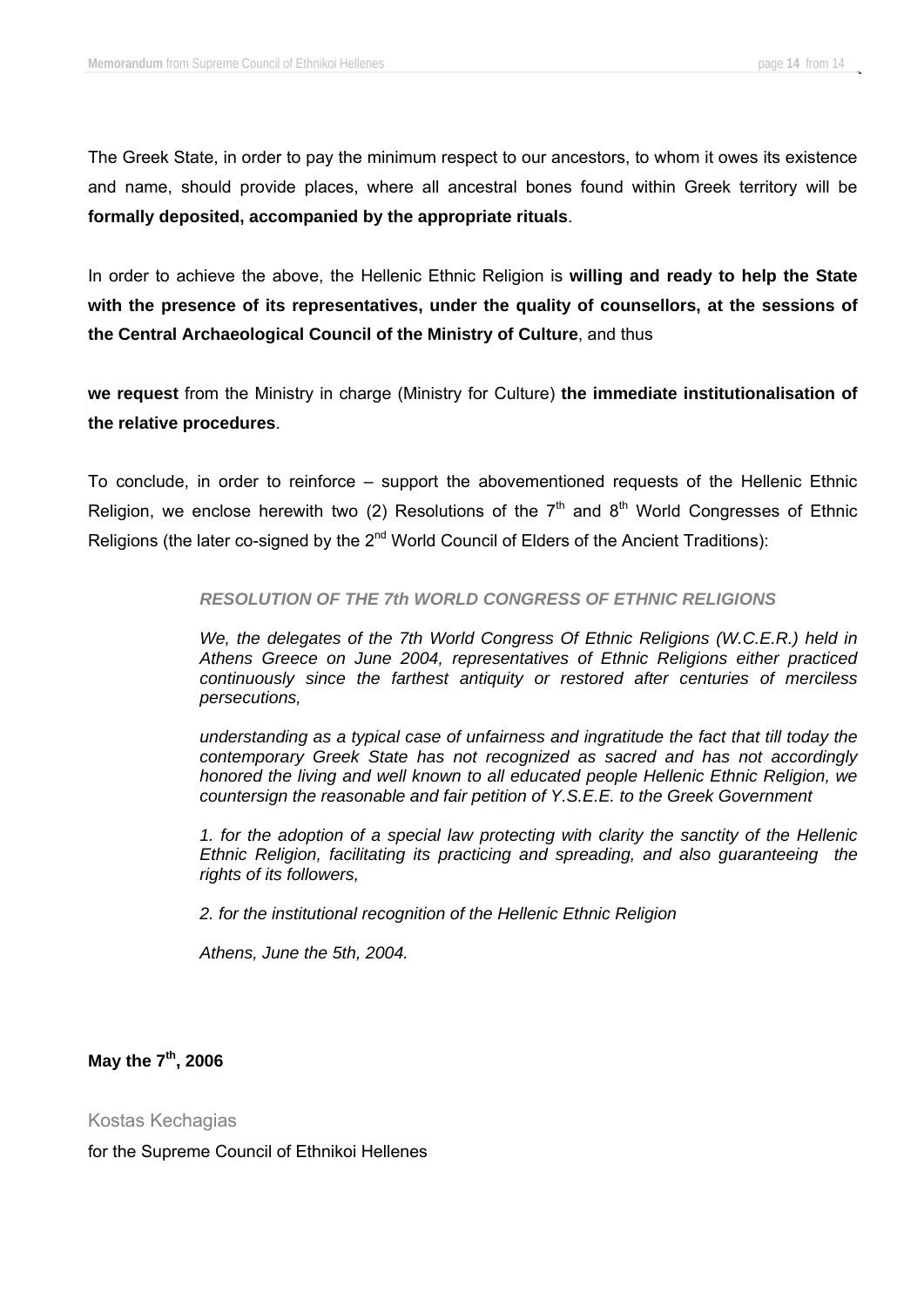The Greek State, in order to pay the minimum respect to our ancestors, to whom it owes its existence and name, should provide places, where all ancestral bones found within Greek territory will be **formally deposited, accompanied by the appropriate rituals**.

In order to achieve the above, the Hellenic Ethnic Religion is **willing and ready to help the State with the presence of its representatives, under the quality of counsellors, at the sessions of the Central Archaeological Council of the Ministry of Culture**, and thus

**we request** from the Ministry in charge (Ministry for Culture) **the immediate institutionalisation of the relative procedures**.

To conclude, in order to reinforce – support the abovementioned requests of the Hellenic Ethnic Religion, we enclose herewith two (2) Resolutions of the 7th and 8th World Congresses of Ethnic Religions (the later co-signed by the 2nd World Council of Elders of the Ancient Traditions):

> ***RESOLUTION OF THE 7th WORLD CONGRESS OF ETHNIC RELIGIONS***
>
> *We, the delegates of the 7th World Congress Of Ethnic Religions (W.C.E.R.) held in Athens Greece on June 2004, representatives of Ethnic Religions either practiced continuously since the farthest antiquity or restored after centuries of merciless persecutions,*
>
> *understanding as a typical case of unfairness and ingratitude the fact that till today the contemporary Greek State has not recognized as sacred and has not accordingly honored the living and well known to all educated people Hellenic Ethnic Religion, we countersign the reasonable and fair petition of Y.S.E.E. to the Greek Government*
>
> *1. for the adoption of a special law protecting with clarity the sanctity of the Hellenic Ethnic Religion, facilitating its practicing and spreading, and also guaranteeing the rights of its followers,*
>
> *2. for the institutional recognition of the Hellenic Ethnic Religion*
>
> *Athens, June the 5th, 2004.*

**May the 7th, 2006**

Kostas Kechagias

for the Supreme Council of Ethnikoi Hellenes